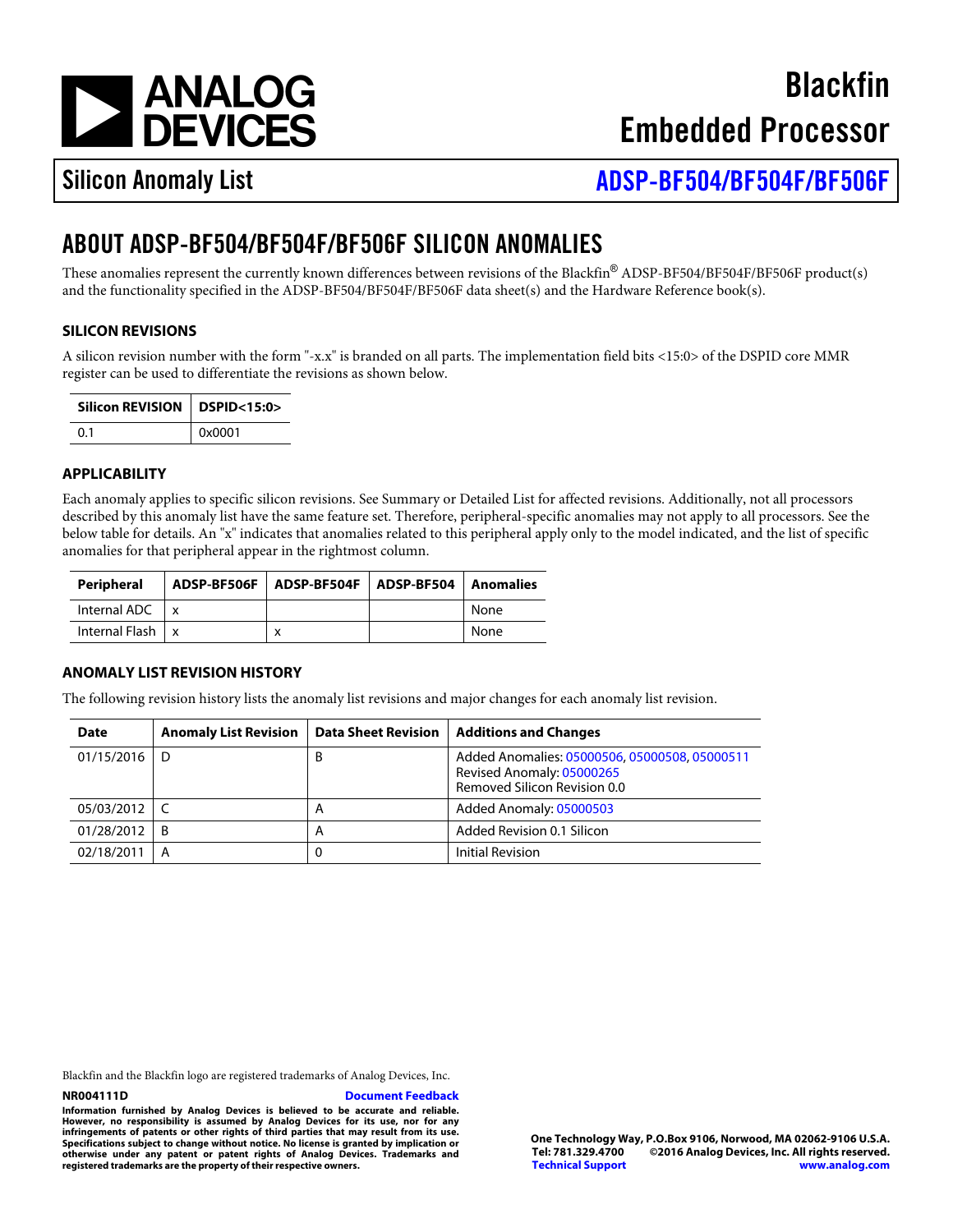# Blackfin Embedded Processor

## Silicon Anomaly List — ADSP-BF504/BF504F/BF506F

## ABOUT ADSP-BF504/BF504F/BF506F SILICON ANOMALIES

These anomalies represent the currently known differences between revisions of the Blackfin® ADSP-BF504/BF504F/BF506F product(s) and the functionality specified in the ADSP-BF504/BF504F/BF506F data sheet(s) and the Hardware Reference book(s).

### SILICON REVISIONS

A silicon revision number with the form "-x.x" is branded on all parts. The implementation field bits <15:0> of the DSPID core MMR register can be used to differentiate the revisions as shown below.

| Silicon REVISION | DSPID<15:0> |
|---|---|
| 0.1 | 0x0001 |

### APPLICABILITY

Each anomaly applies to specific silicon revisions. See Summary or Detailed List for affected revisions. Additionally, not all processors described by this anomaly list have the same feature set. Therefore, peripheral-specific anomalies may not apply to all processors. See the below table for details. An "x" indicates that anomalies related to this peripheral apply only to the model indicated, and the list of specific anomalies for that peripheral appear in the rightmost column.

| Peripheral | ADSP-BF506F | ADSP-BF504F | ADSP-BF504 | Anomalies |
|---|---|---|---|---|
| Internal ADC | x | | | None |
| Internal Flash | x | x | | None |

### ANOMALY LIST REVISION HISTORY

The following revision history lists the anomaly list revisions and major changes for each anomaly list revision.

| Date | Anomaly List Revision | Data Sheet Revision | Additions and Changes |
|---|---|---|---|
| 01/15/2016 | D | B | Added Anomalies: 05000506, 05000508, 05000511<br>Revised Anomaly: 05000265<br>Removed Silicon Revision 0.0 |
| 05/03/2012 | C | A | Added Anomaly: 05000503 |
| 01/28/2012 | B | A | Added Revision 0.1 Silicon |
| 02/18/2011 | A | 0 | Initial Revision |

Blackfin and the Blackfin logo are registered trademarks of Analog Devices, Inc.

NR004111D

Document Feedback

**Information furnished by Analog Devices is believed to be accurate and reliable. However, no responsibility is assumed by Analog Devices for its use, nor for any infringements of patents or other rights of third parties that may result from its use. Specifications subject to change without notice. No license is granted by implication or otherwise under any patent or patent rights of Analog Devices. Trademarks and registered trademarks are the property of their respective owners.**

**One Technology Way, P.O.Box 9106, Norwood, MA 02062-9106 U.S.A.**
**Tel: 781.329.4700 ©2016 Analog Devices, Inc. All rights reserved.**
**Technical Support www.analog.com**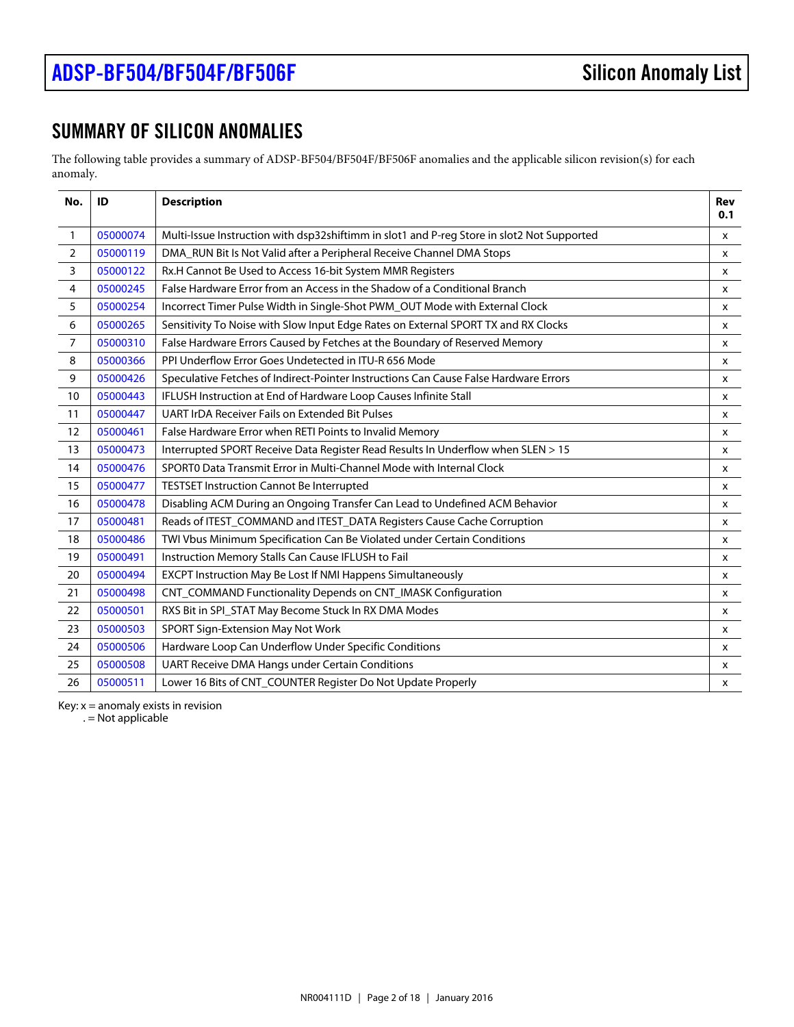## SUMMARY OF SILICON ANOMALIES

The following table provides a summary of ADSP-BF504/BF504F/BF506F anomalies and the applicable silicon revision(s) for each anomaly.

| No. | ID | Description | Rev 0.1 |
|---|---|---|---|
| 1 | 05000074 | Multi-Issue Instruction with dsp32shiftimm in slot1 and P-reg Store in slot2 Not Supported | x |
| 2 | 05000119 | DMA_RUN Bit Is Not Valid after a Peripheral Receive Channel DMA Stops | x |
| 3 | 05000122 | Rx.H Cannot Be Used to Access 16-bit System MMR Registers | x |
| 4 | 05000245 | False Hardware Error from an Access in the Shadow of a Conditional Branch | x |
| 5 | 05000254 | Incorrect Timer Pulse Width in Single-Shot PWM_OUT Mode with External Clock | x |
| 6 | 05000265 | Sensitivity To Noise with Slow Input Edge Rates on External SPORT TX and RX Clocks | x |
| 7 | 05000310 | False Hardware Errors Caused by Fetches at the Boundary of Reserved Memory | x |
| 8 | 05000366 | PPI Underflow Error Goes Undetected in ITU-R 656 Mode | x |
| 9 | 05000426 | Speculative Fetches of Indirect-Pointer Instructions Can Cause False Hardware Errors | x |
| 10 | 05000443 | IFLUSH Instruction at End of Hardware Loop Causes Infinite Stall | x |
| 11 | 05000447 | UART IrDA Receiver Fails on Extended Bit Pulses | x |
| 12 | 05000461 | False Hardware Error when RETI Points to Invalid Memory | x |
| 13 | 05000473 | Interrupted SPORT Receive Data Register Read Results In Underflow when SLEN > 15 | x |
| 14 | 05000476 | SPORT0 Data Transmit Error in Multi-Channel Mode with Internal Clock | x |
| 15 | 05000477 | TESTSET Instruction Cannot Be Interrupted | x |
| 16 | 05000478 | Disabling ACM During an Ongoing Transfer Can Lead to Undefined ACM Behavior | x |
| 17 | 05000481 | Reads of ITEST_COMMAND and ITEST_DATA Registers Cause Cache Corruption | x |
| 18 | 05000486 | TWI Vbus Minimum Specification Can Be Violated under Certain Conditions | x |
| 19 | 05000491 | Instruction Memory Stalls Can Cause IFLUSH to Fail | x |
| 20 | 05000494 | EXCPT Instruction May Be Lost If NMI Happens Simultaneously | x |
| 21 | 05000498 | CNT_COMMAND Functionality Depends on CNT_IMASK Configuration | x |
| 22 | 05000501 | RXS Bit in SPI_STAT May Become Stuck In RX DMA Modes | x |
| 23 | 05000503 | SPORT Sign-Extension May Not Work | x |
| 24 | 05000506 | Hardware Loop Can Underflow Under Specific Conditions | x |
| 25 | 05000508 | UART Receive DMA Hangs under Certain Conditions | x |
| 26 | 05000511 | Lower 16 Bits of CNT_COUNTER Register Do Not Update Properly | x |

Key: x = anomaly exists in revision
. = Not applicable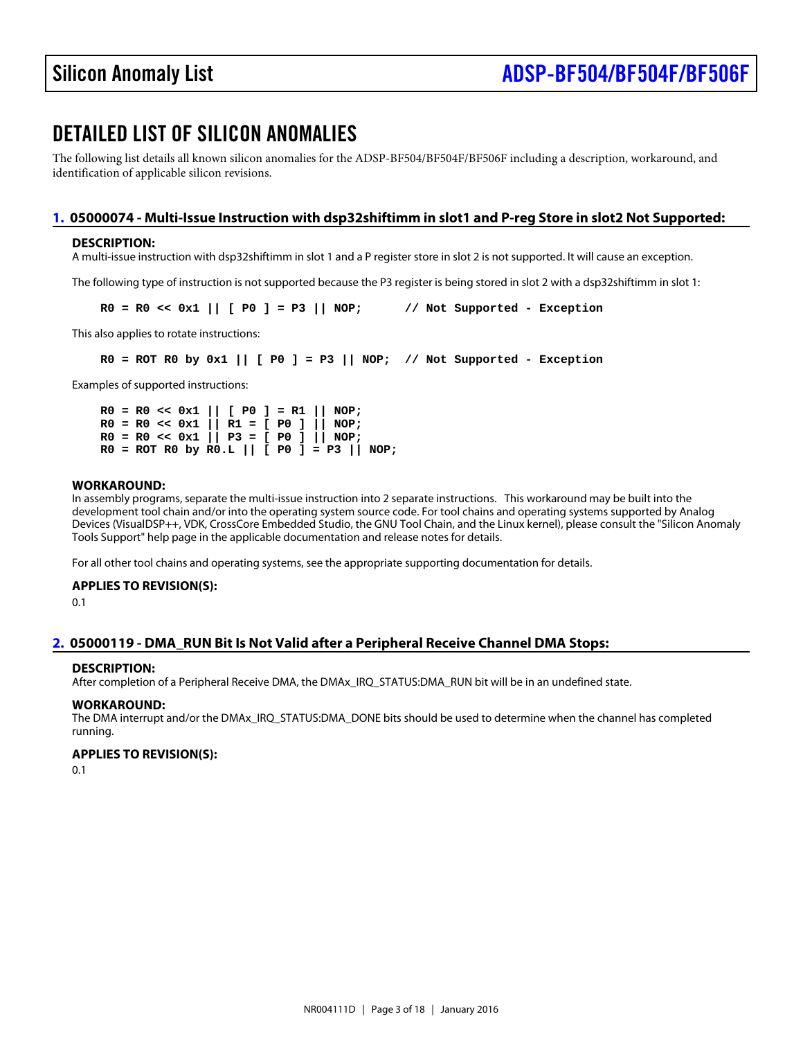# DETAILED LIST OF SILICON ANOMALIES

The following list details all known silicon anomalies for the ADSP-BF504/BF504F/BF506F including a description, workaround, and identification of applicable silicon revisions.

## 1. 05000074 - Multi-Issue Instruction with dsp32shiftimm in slot1 and P-reg Store in slot2 Not Supported:

### DESCRIPTION:

A multi-issue instruction with dsp32shiftimm in slot 1 and a P register store in slot 2 is not supported. It will cause an exception.

The following type of instruction is not supported because the P3 register is being stored in slot 2 with a dsp32shiftimm in slot 1:

```
R0 = R0 << 0x1 || [ P0 ] = P3 || NOP;      // Not Supported - Exception
```

This also applies to rotate instructions:

```
R0 = ROT R0 by 0x1 || [ P0 ] = P3 || NOP;  // Not Supported - Exception
```

Examples of supported instructions:

```
R0 = R0 << 0x1 || [ P0 ] = R1 || NOP;
R0 = R0 << 0x1 || R1 = [ P0 ] || NOP;
R0 = R0 << 0x1 || P3 = [ P0 ] || NOP;
R0 = ROT R0 by R0.L || [ P0 ] = P3 || NOP;
```

### WORKAROUND:

In assembly programs, separate the multi-issue instruction into 2 separate instructions. This workaround may be built into the development tool chain and/or into the operating system source code. For tool chains and operating systems supported by Analog Devices (VisualDSP++, VDK, CrossCore Embedded Studio, the GNU Tool Chain, and the Linux kernel), please consult the "Silicon Anomaly Tools Support" help page in the applicable documentation and release notes for details.

For all other tool chains and operating systems, see the appropriate supporting documentation for details.

### APPLIES TO REVISION(S):

0.1

## 2. 05000119 - DMA_RUN Bit Is Not Valid after a Peripheral Receive Channel DMA Stops:

### DESCRIPTION:

After completion of a Peripheral Receive DMA, the DMAx_IRQ_STATUS:DMA_RUN bit will be in an undefined state.

### WORKAROUND:

The DMA interrupt and/or the DMAx_IRQ_STATUS:DMA_DONE bits should be used to determine when the channel has completed running.

### APPLIES TO REVISION(S):

0.1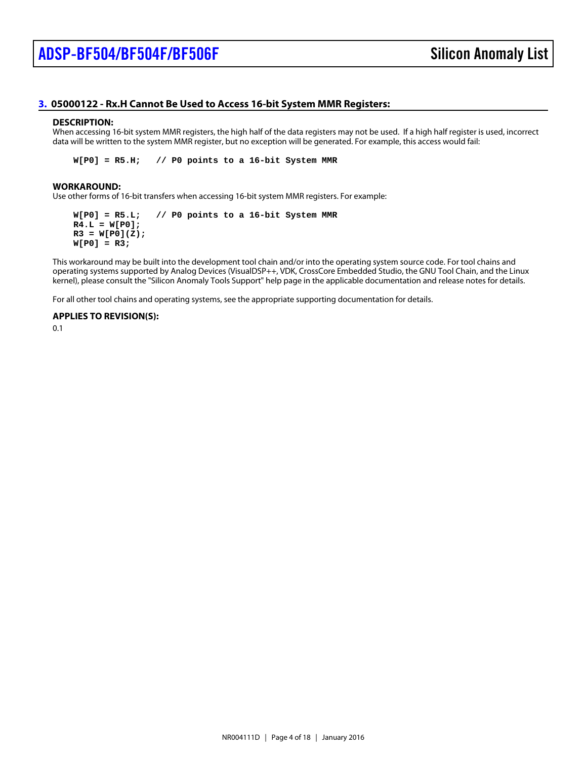### 3. 05000122 - Rx.H Cannot Be Used to Access 16-bit System MMR Registers:

**DESCRIPTION:**

When accessing 16-bit system MMR registers, the high half of the data registers may not be used. If a high half register is used, incorrect data will be written to the system MMR register, but no exception will be generated. For example, this access would fail:

```
W[P0] = R5.H;   // P0 points to a 16-bit System MMR
```

**WORKAROUND:**

Use other forms of 16-bit transfers when accessing 16-bit system MMR registers. For example:

```
W[P0] = R5.L;   // P0 points to a 16-bit System MMR
R4.L = W[P0];
R3 = W[P0](Z);
W[P0] = R3;
```

This workaround may be built into the development tool chain and/or into the operating system source code. For tool chains and operating systems supported by Analog Devices (VisualDSP++, VDK, CrossCore Embedded Studio, the GNU Tool Chain, and the Linux kernel), please consult the "Silicon Anomaly Tools Support" help page in the applicable documentation and release notes for details.

For all other tool chains and operating systems, see the appropriate supporting documentation for details.

**APPLIES TO REVISION(S):**

0.1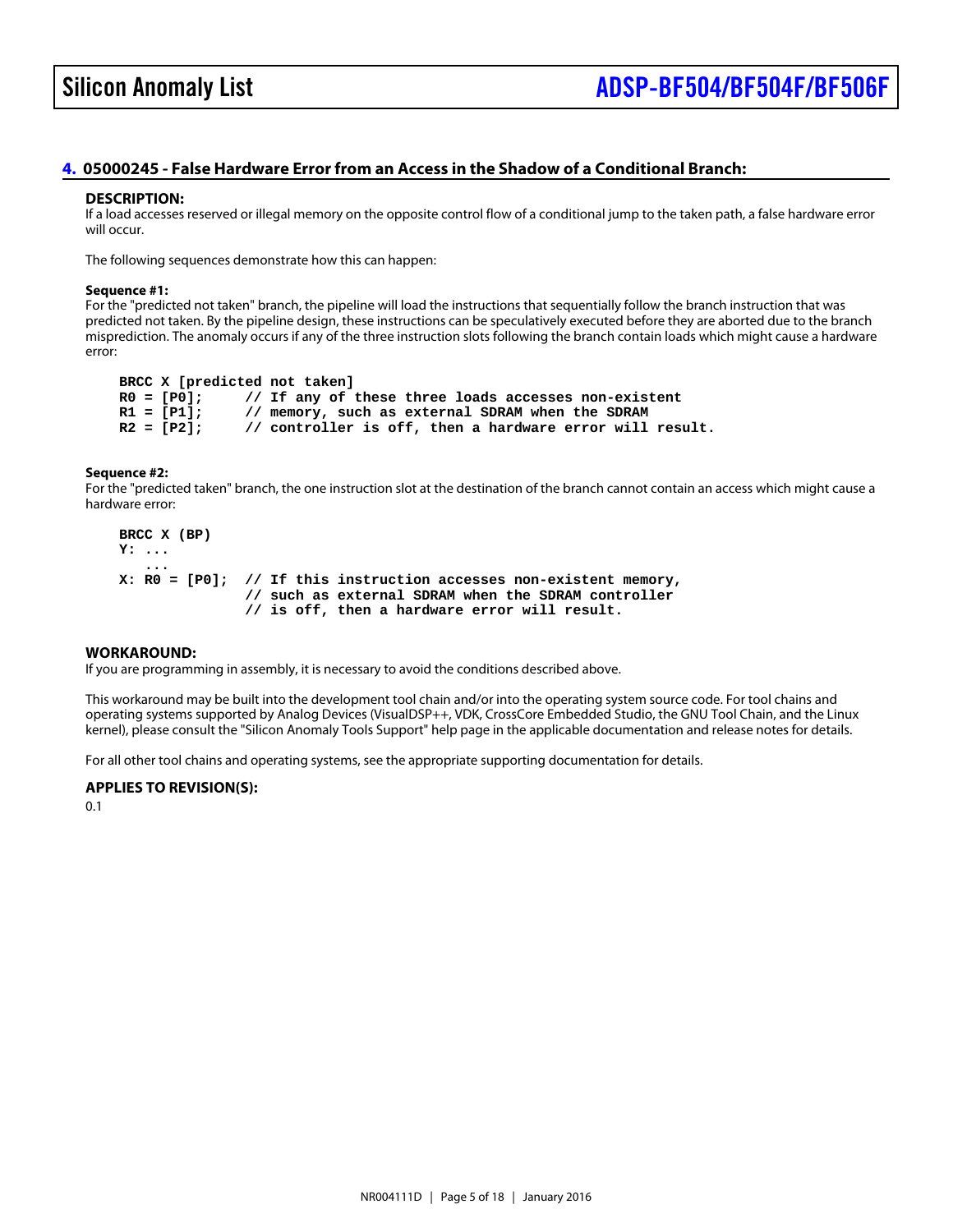## 4. 05000245 - False Hardware Error from an Access in the Shadow of a Conditional Branch:

### DESCRIPTION:

If a load accesses reserved or illegal memory on the opposite control flow of a conditional jump to the taken path, a false hardware error will occur.

The following sequences demonstrate how this can happen:

**Sequence #1:**

For the "predicted not taken" branch, the pipeline will load the instructions that sequentially follow the branch instruction that was predicted not taken. By the pipeline design, these instructions can be speculatively executed before they are aborted due to the branch misprediction. The anomaly occurs if any of the three instruction slots following the branch contain loads which might cause a hardware error:

```
BRCC X [predicted not taken]
R0 = [P0];     // If any of these three loads accesses non-existent
R1 = [P1];     // memory, such as external SDRAM when the SDRAM
R2 = [P2];     // controller is off, then a hardware error will result.
```

**Sequence #2:**

For the "predicted taken" branch, the one instruction slot at the destination of the branch cannot contain an access which might cause a hardware error:

```
BRCC X (BP)
Y: ...
   ...
X: R0 = [P0];  // If this instruction accesses non-existent memory,
               // such as external SDRAM when the SDRAM controller
               // is off, then a hardware error will result.
```

### WORKAROUND:

If you are programming in assembly, it is necessary to avoid the conditions described above.

This workaround may be built into the development tool chain and/or into the operating system source code. For tool chains and operating systems supported by Analog Devices (VisualDSP++, VDK, CrossCore Embedded Studio, the GNU Tool Chain, and the Linux kernel), please consult the "Silicon Anomaly Tools Support" help page in the applicable documentation and release notes for details.

For all other tool chains and operating systems, see the appropriate supporting documentation for details.

### APPLIES TO REVISION(S):

0.1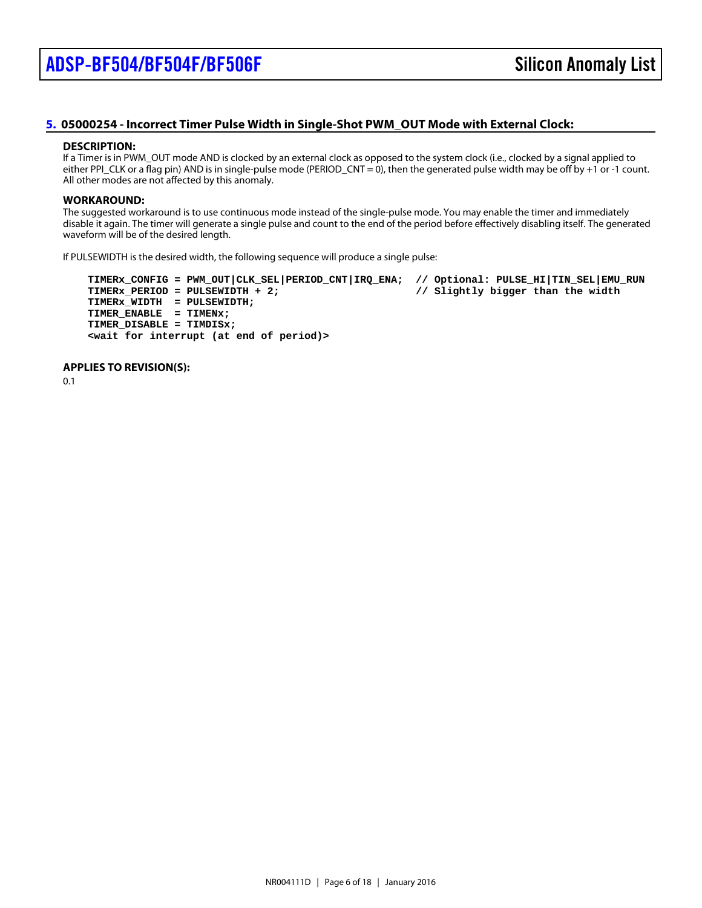### 5. 05000254 - Incorrect Timer Pulse Width in Single-Shot PWM_OUT Mode with External Clock:

**DESCRIPTION:**

If a Timer is in PWM_OUT mode AND is clocked by an external clock as opposed to the system clock (i.e., clocked by a signal applied to either PPI_CLK or a flag pin) AND is in single-pulse mode (PERIOD_CNT = 0), then the generated pulse width may be off by +1 or -1 count. All other modes are not affected by this anomaly.

**WORKAROUND:**

The suggested workaround is to use continuous mode instead of the single-pulse mode. You may enable the timer and immediately disable it again. The timer will generate a single pulse and count to the end of the period before effectively disabling itself. The generated waveform will be of the desired length.

If PULSEWIDTH is the desired width, the following sequence will produce a single pulse:

```
TIMERx_CONFIG = PWM_OUT|CLK_SEL|PERIOD_CNT|IRQ_ENA;  // Optional: PULSE_HI|TIN_SEL|EMU_RUN
TIMERx_PERIOD = PULSEWIDTH + 2;                      // Slightly bigger than the width
TIMERx_WIDTH  = PULSEWIDTH;
TIMER_ENABLE  = TIMENx;
TIMER_DISABLE = TIMDISx;
<wait for interrupt (at end of period)>
```

**APPLIES TO REVISION(S):**

0.1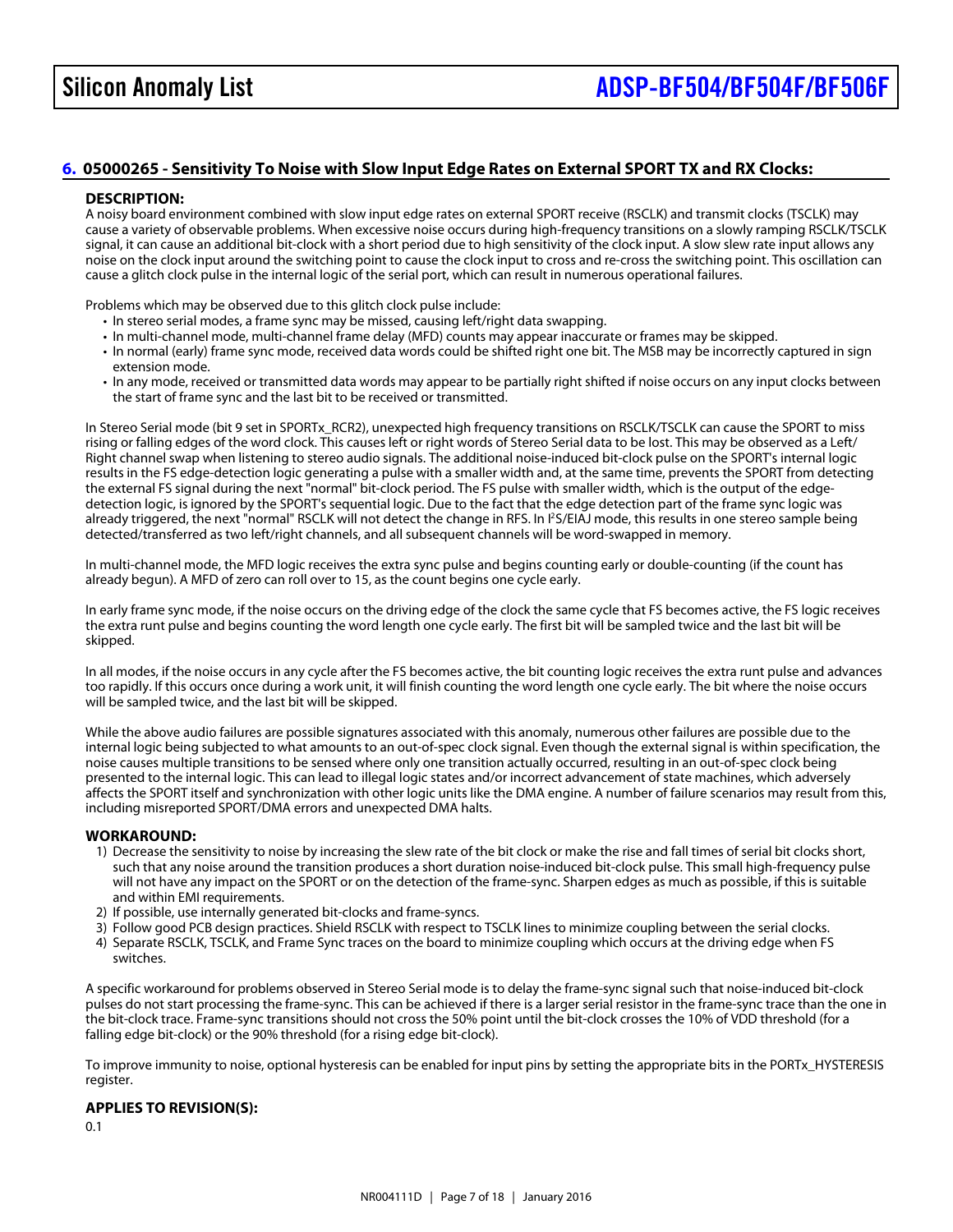## 6. 05000265 - Sensitivity To Noise with Slow Input Edge Rates on External SPORT TX and RX Clocks:

### DESCRIPTION:

A noisy board environment combined with slow input edge rates on external SPORT receive (RSCLK) and transmit clocks (TSCLK) may cause a variety of observable problems. When excessive noise occurs during high-frequency transitions on a slowly ramping RSCLK/TSCLK signal, it can cause an additional bit-clock with a short period due to high sensitivity of the clock input. A slow slew rate input allows any noise on the clock input around the switching point to cause the clock input to cross and re-cross the switching point. This oscillation can cause a glitch clock pulse in the internal logic of the serial port, which can result in numerous operational failures.

Problems which may be observed due to this glitch clock pulse include:

- In stereo serial modes, a frame sync may be missed, causing left/right data swapping.
- In multi-channel mode, multi-channel frame delay (MFD) counts may appear inaccurate or frames may be skipped.
- In normal (early) frame sync mode, received data words could be shifted right one bit. The MSB may be incorrectly captured in sign extension mode.
- In any mode, received or transmitted data words may appear to be partially right shifted if noise occurs on any input clocks between the start of frame sync and the last bit to be received or transmitted.

In Stereo Serial mode (bit 9 set in SPORTx_RCR2), unexpected high frequency transitions on RSCLK/TSCLK can cause the SPORT to miss rising or falling edges of the word clock. This causes left or right words of Stereo Serial data to be lost. This may be observed as a Left/Right channel swap when listening to stereo audio signals. The additional noise-induced bit-clock pulse on the SPORT's internal logic results in the FS edge-detection logic generating a pulse with a smaller width and, at the same time, prevents the SPORT from detecting the external FS signal during the next "normal" bit-clock period. The FS pulse with smaller width, which is the output of the edge-detection logic, is ignored by the SPORT's sequential logic. Due to the fact that the edge detection part of the frame sync logic was already triggered, the next "normal" RSCLK will not detect the change in RFS. In I²S/EIAJ mode, this results in one stereo sample being detected/transferred as two left/right channels, and all subsequent channels will be word-swapped in memory.

In multi-channel mode, the MFD logic receives the extra sync pulse and begins counting early or double-counting (if the count has already begun). A MFD of zero can roll over to 15, as the count begins one cycle early.

In early frame sync mode, if the noise occurs on the driving edge of the clock the same cycle that FS becomes active, the FS logic receives the extra runt pulse and begins counting the word length one cycle early. The first bit will be sampled twice and the last bit will be skipped.

In all modes, if the noise occurs in any cycle after the FS becomes active, the bit counting logic receives the extra runt pulse and advances too rapidly. If this occurs once during a work unit, it will finish counting the word length one cycle early. The bit where the noise occurs will be sampled twice, and the last bit will be skipped.

While the above audio failures are possible signatures associated with this anomaly, numerous other failures are possible due to the internal logic being subjected to what amounts to an out-of-spec clock signal. Even though the external signal is within specification, the noise causes multiple transitions to be sensed where only one transition actually occurred, resulting in an out-of-spec clock being presented to the internal logic. This can lead to illegal logic states and/or incorrect advancement of state machines, which adversely affects the SPORT itself and synchronization with other logic units like the DMA engine. A number of failure scenarios may result from this, including misreported SPORT/DMA errors and unexpected DMA halts.

### WORKAROUND:

1) Decrease the sensitivity to noise by increasing the slew rate of the bit clock or make the rise and fall times of serial bit clocks short, such that any noise around the transition produces a short duration noise-induced bit-clock pulse. This small high-frequency pulse will not have any impact on the SPORT or on the detection of the frame-sync. Sharpen edges as much as possible, if this is suitable and within EMI requirements.
2) If possible, use internally generated bit-clocks and frame-syncs.
3) Follow good PCB design practices. Shield RSCLK with respect to TSCLK lines to minimize coupling between the serial clocks.
4) Separate RSCLK, TSCLK, and Frame Sync traces on the board to minimize coupling which occurs at the driving edge when FS switches.

A specific workaround for problems observed in Stereo Serial mode is to delay the frame-sync signal such that noise-induced bit-clock pulses do not start processing the frame-sync. This can be achieved if there is a larger serial resistor in the frame-sync trace than the one in the bit-clock trace. Frame-sync transitions should not cross the 50% point until the bit-clock crosses the 10% of VDD threshold (for a falling edge bit-clock) or the 90% threshold (for a rising edge bit-clock).

To improve immunity to noise, optional hysteresis can be enabled for input pins by setting the appropriate bits in the PORTx_HYSTERESIS register.

### APPLIES TO REVISION(S):

0.1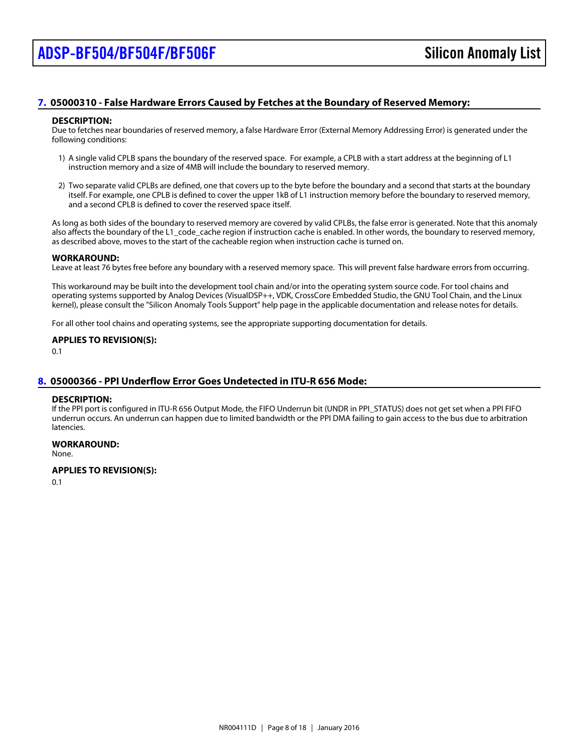## 7. 05000310 - False Hardware Errors Caused by Fetches at the Boundary of Reserved Memory:

**DESCRIPTION:**

Due to fetches near boundaries of reserved memory, a false Hardware Error (External Memory Addressing Error) is generated under the following conditions:

1) A single valid CPLB spans the boundary of the reserved space. For example, a CPLB with a start address at the beginning of L1 instruction memory and a size of 4MB will include the boundary to reserved memory.

2) Two separate valid CPLBs are defined, one that covers up to the byte before the boundary and a second that starts at the boundary itself. For example, one CPLB is defined to cover the upper 1kB of L1 instruction memory before the boundary to reserved memory, and a second CPLB is defined to cover the reserved space itself.

As long as both sides of the boundary to reserved memory are covered by valid CPLBs, the false error is generated. Note that this anomaly also affects the boundary of the L1_code_cache region if instruction cache is enabled. In other words, the boundary to reserved memory, as described above, moves to the start of the cacheable region when instruction cache is turned on.

**WORKAROUND:**

Leave at least 76 bytes free before any boundary with a reserved memory space. This will prevent false hardware errors from occurring.

This workaround may be built into the development tool chain and/or into the operating system source code. For tool chains and operating systems supported by Analog Devices (VisualDSP++, VDK, CrossCore Embedded Studio, the GNU Tool Chain, and the Linux kernel), please consult the "Silicon Anomaly Tools Support" help page in the applicable documentation and release notes for details.

For all other tool chains and operating systems, see the appropriate supporting documentation for details.

**APPLIES TO REVISION(S):**

0.1

## 8. 05000366 - PPI Underflow Error Goes Undetected in ITU-R 656 Mode:

**DESCRIPTION:**

If the PPI port is configured in ITU-R 656 Output Mode, the FIFO Underrun bit (UNDR in PPI_STATUS) does not get set when a PPI FIFO underrun occurs. An underrun can happen due to limited bandwidth or the PPI DMA failing to gain access to the bus due to arbitration latencies.

**WORKAROUND:**

None.

**APPLIES TO REVISION(S):**

0.1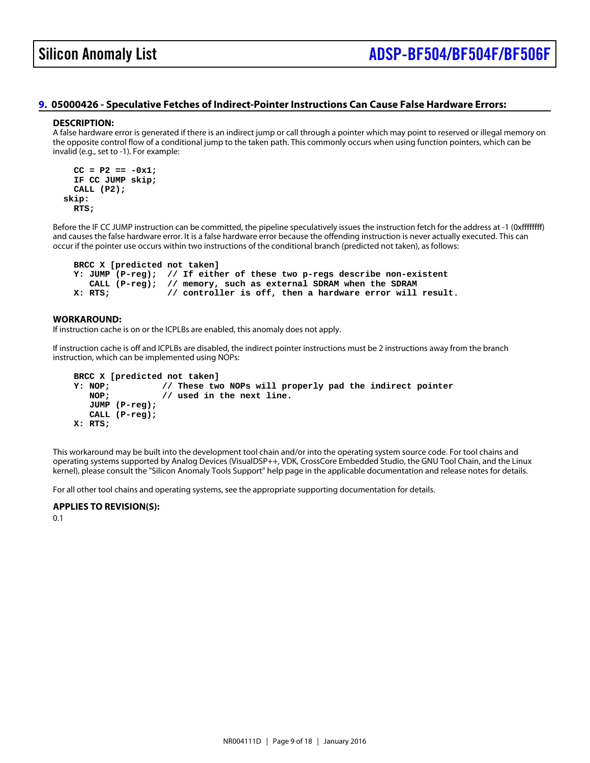## 9. 05000426 - Speculative Fetches of Indirect-Pointer Instructions Can Cause False Hardware Errors:

**DESCRIPTION:**

A false hardware error is generated if there is an indirect jump or call through a pointer which may point to reserved or illegal memory on the opposite control flow of a conditional jump to the taken path. This commonly occurs when using function pointers, which can be invalid (e.g., set to -1). For example:

```
  CC = P2 == -0x1;
  IF CC JUMP skip;
  CALL (P2);
skip:
  RTS;
```

Before the IF CC JUMP instruction can be committed, the pipeline speculatively issues the instruction fetch for the address at -1 (0xffffffff) and causes the false hardware error. It is a false hardware error because the offending instruction is never actually executed. This can occur if the pointer use occurs within two instructions of the conditional branch (predicted not taken), as follows:

```
BRCC X [predicted not taken]
Y: JUMP (P-reg);  // If either of these two p-regs describe non-existent
   CALL (P-reg);  // memory, such as external SDRAM when the SDRAM
X: RTS;           // controller is off, then a hardware error will result.
```

**WORKAROUND:**

If instruction cache is on or the ICPLBs are enabled, this anomaly does not apply.

If instruction cache is off and ICPLBs are disabled, the indirect pointer instructions must be 2 instructions away from the branch instruction, which can be implemented using NOPs:

```
BRCC X [predicted not taken]
Y: NOP;          // These two NOPs will properly pad the indirect pointer
   NOP;          // used in the next line.
   JUMP (P-reg);
   CALL (P-reg);
X: RTS;
```

This workaround may be built into the development tool chain and/or into the operating system source code. For tool chains and operating systems supported by Analog Devices (VisualDSP++, VDK, CrossCore Embedded Studio, the GNU Tool Chain, and the Linux kernel), please consult the "Silicon Anomaly Tools Support" help page in the applicable documentation and release notes for details.

For all other tool chains and operating systems, see the appropriate supporting documentation for details.

**APPLIES TO REVISION(S):**

0.1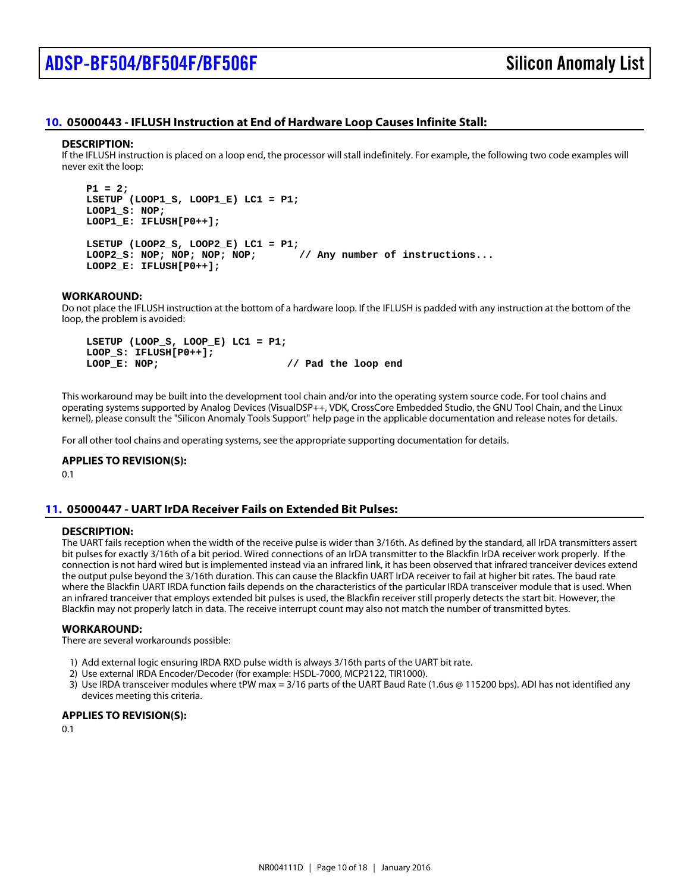## 10. 05000443 - IFLUSH Instruction at End of Hardware Loop Causes Infinite Stall:

### DESCRIPTION:

If the IFLUSH instruction is placed on a loop end, the processor will stall indefinitely. For example, the following two code examples will never exit the loop:

```
P1 = 2;
LSETUP (LOOP1_S, LOOP1_E) LC1 = P1;
LOOP1_S: NOP;
LOOP1_E: IFLUSH[P0++];

LSETUP (LOOP2_S, LOOP2_E) LC1 = P1;
LOOP2_S: NOP; NOP; NOP; NOP;       // Any number of instructions...
LOOP2_E: IFLUSH[P0++];
```

### WORKAROUND:

Do not place the IFLUSH instruction at the bottom of a hardware loop. If the IFLUSH is padded with any instruction at the bottom of the loop, the problem is avoided:

```
LSETUP (LOOP_S, LOOP_E) LC1 = P1;
LOOP_S: IFLUSH[P0++];
LOOP_E: NOP;                     // Pad the loop end
```

This workaround may be built into the development tool chain and/or into the operating system source code. For tool chains and operating systems supported by Analog Devices (VisualDSP++, VDK, CrossCore Embedded Studio, the GNU Tool Chain, and the Linux kernel), please consult the "Silicon Anomaly Tools Support" help page in the applicable documentation and release notes for details.

For all other tool chains and operating systems, see the appropriate supporting documentation for details.

### APPLIES TO REVISION(S):

0.1

## 11. 05000447 - UART IrDA Receiver Fails on Extended Bit Pulses:

### DESCRIPTION:

The UART fails reception when the width of the receive pulse is wider than 3/16th. As defined by the standard, all IrDA transmitters assert bit pulses for exactly 3/16th of a bit period. Wired connections of an IrDA transmitter to the Blackfin IrDA receiver work properly. If the connection is not hard wired but is implemented instead via an infrared link, it has been observed that infrared tranceiver devices extend the output pulse beyond the 3/16th duration. This can cause the Blackfin UART IrDA receiver to fail at higher bit rates. The baud rate where the Blackfin UART IRDA function fails depends on the characteristics of the particular IRDA transceiver module that is used. When an infrared tranceiver that employs extended bit pulses is used, the Blackfin receiver still properly detects the start bit. However, the Blackfin may not properly latch in data. The receive interrupt count may also not match the number of transmitted bytes.

### WORKAROUND:

There are several workarounds possible:

1) Add external logic ensuring IRDA RXD pulse width is always 3/16th parts of the UART bit rate.
2) Use external IRDA Encoder/Decoder (for example: HSDL-7000, MCP2122, TIR1000).
3) Use IRDA transceiver modules where tPW max = 3/16 parts of the UART Baud Rate (1.6us @ 115200 bps). ADI has not identified any devices meeting this criteria.

### APPLIES TO REVISION(S):

0.1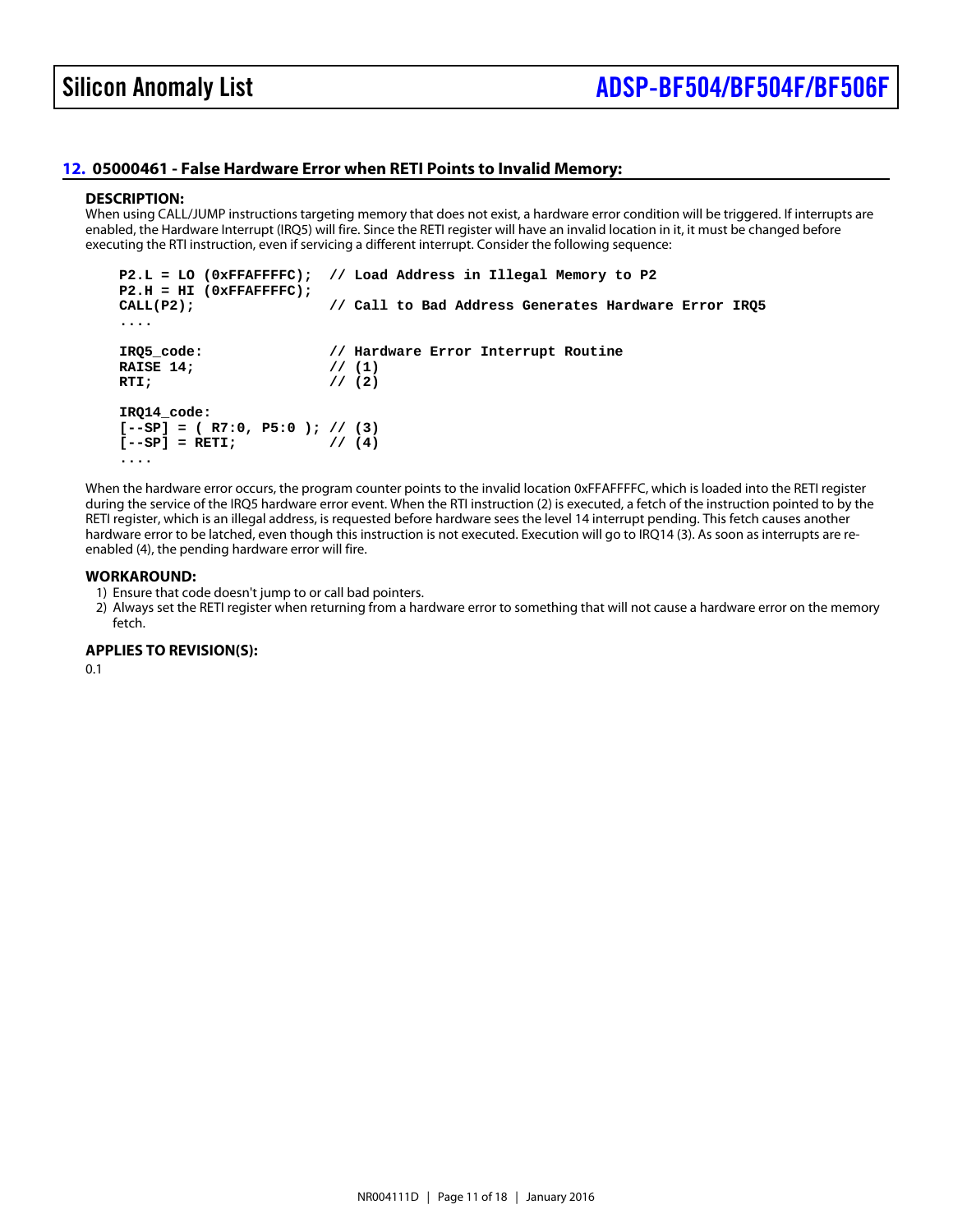## 12. 05000461 - False Hardware Error when RETI Points to Invalid Memory:

### DESCRIPTION:

When using CALL/JUMP instructions targeting memory that does not exist, a hardware error condition will be triggered. If interrupts are enabled, the Hardware Interrupt (IRQ5) will fire. Since the RETI register will have an invalid location in it, it must be changed before executing the RTI instruction, even if servicing a different interrupt. Consider the following sequence:

```
P2.L = LO (0xFFAFFFFC);  // Load Address in Illegal Memory to P2
P2.H = HI (0xFFAFFFFC);
CALL(P2);                // Call to Bad Address Generates Hardware Error IRQ5
....

IRQ5_code:               // Hardware Error Interrupt Routine
RAISE 14;                // (1)
RTI;                     // (2)

IRQ14_code:
[--SP] = ( R7:0, P5:0 ); // (3)
[--SP] = RETI;           // (4)
....
```

When the hardware error occurs, the program counter points to the invalid location 0xFFAFFFFC, which is loaded into the RETI register during the service of the IRQ5 hardware error event. When the RTI instruction (2) is executed, a fetch of the instruction pointed to by the RETI register, which is an illegal address, is requested before hardware sees the level 14 interrupt pending. This fetch causes another hardware error to be latched, even though this instruction is not executed. Execution will go to IRQ14 (3). As soon as interrupts are re-enabled (4), the pending hardware error will fire.

### WORKAROUND:

1) Ensure that code doesn't jump to or call bad pointers.
2) Always set the RETI register when returning from a hardware error to something that will not cause a hardware error on the memory fetch.

### APPLIES TO REVISION(S):

0.1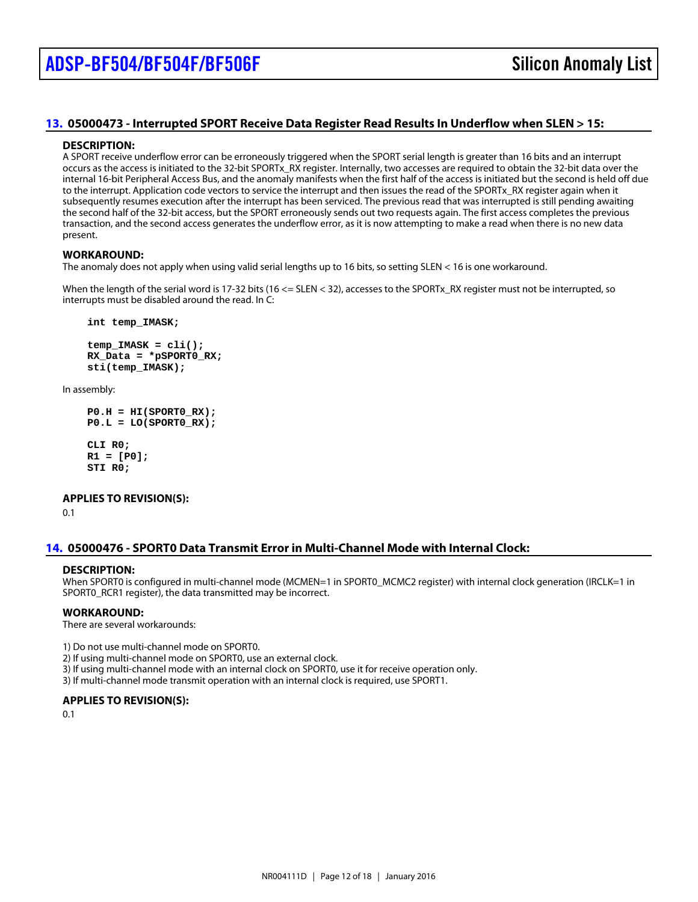## 13. 05000473 - Interrupted SPORT Receive Data Register Read Results In Underflow when SLEN > 15:

### DESCRIPTION:

A SPORT receive underflow error can be erroneously triggered when the SPORT serial length is greater than 16 bits and an interrupt occurs as the access is initiated to the 32-bit SPORTx_RX register. Internally, two accesses are required to obtain the 32-bit data over the internal 16-bit Peripheral Access Bus, and the anomaly manifests when the first half of the access is initiated but the second is held off due to the interrupt. Application code vectors to service the interrupt and then issues the read of the SPORTx_RX register again when it subsequently resumes execution after the interrupt has been serviced. The previous read that was interrupted is still pending awaiting the second half of the 32-bit access, but the SPORT erroneously sends out two requests again. The first access completes the previous transaction, and the second access generates the underflow error, as it is now attempting to make a read when there is no new data present.

### WORKAROUND:

The anomaly does not apply when using valid serial lengths up to 16 bits, so setting SLEN < 16 is one workaround.

When the length of the serial word is 17-32 bits (16 <= SLEN < 32), accesses to the SPORTx_RX register must not be interrupted, so interrupts must be disabled around the read. In C:

```
int temp_IMASK;

temp_IMASK = cli();
RX_Data = *pSPORT0_RX;
sti(temp_IMASK);
```

In assembly:

```
P0.H = HI(SPORT0_RX);
P0.L = LO(SPORT0_RX);

CLI R0;
R1 = [P0];
STI R0;
```

### APPLIES TO REVISION(S):

0.1

## 14. 05000476 - SPORT0 Data Transmit Error in Multi-Channel Mode with Internal Clock:

### DESCRIPTION:

When SPORT0 is configured in multi-channel mode (MCMEN=1 in SPORT0_MCMC2 register) with internal clock generation (IRCLK=1 in SPORT0_RCR1 register), the data transmitted may be incorrect.

### WORKAROUND:

There are several workarounds:

1) Do not use multi-channel mode on SPORT0.
2) If using multi-channel mode on SPORT0, use an external clock.
3) If using multi-channel mode with an internal clock on SPORT0, use it for receive operation only.
3) If multi-channel mode transmit operation with an internal clock is required, use SPORT1.

### APPLIES TO REVISION(S):

0.1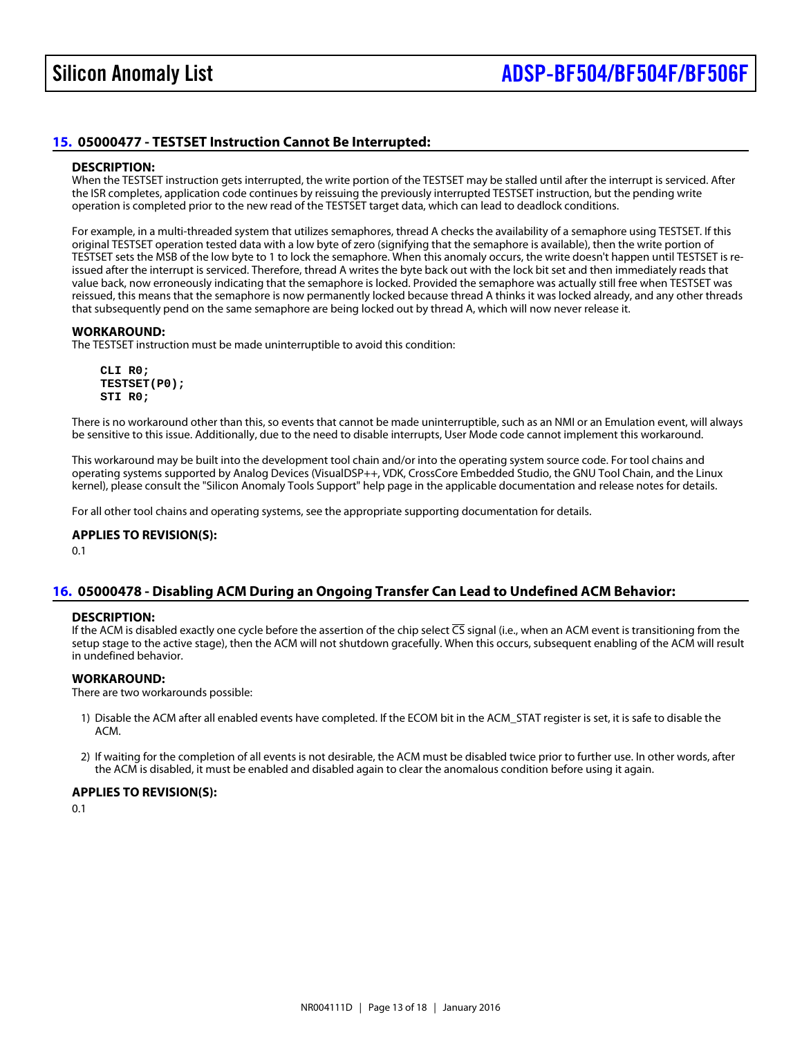## 15. 05000477 - TESTSET Instruction Cannot Be Interrupted:

### DESCRIPTION:

When the TESTSET instruction gets interrupted, the write portion of the TESTSET may be stalled until after the interrupt is serviced. After the ISR completes, application code continues by reissuing the previously interrupted TESTSET instruction, but the pending write operation is completed prior to the new read of the TESTSET target data, which can lead to deadlock conditions.

For example, in a multi-threaded system that utilizes semaphores, thread A checks the availability of a semaphore using TESTSET. If this original TESTSET operation tested data with a low byte of zero (signifying that the semaphore is available), then the write portion of TESTSET sets the MSB of the low byte to 1 to lock the semaphore. When this anomaly occurs, the write doesn't happen until TESTSET is re-issued after the interrupt is serviced. Therefore, thread A writes the byte back out with the lock bit set and then immediately reads that value back, now erroneously indicating that the semaphore is locked. Provided the semaphore was actually still free when TESTSET was reissued, this means that the semaphore is now permanently locked because thread A thinks it was locked already, and any other threads that subsequently pend on the same semaphore are being locked out by thread A, which will now never release it.

### WORKAROUND:

The TESTSET instruction must be made uninterruptible to avoid this condition:

```
CLI R0;
TESTSET(P0);
STI R0;
```

There is no workaround other than this, so events that cannot be made uninterruptible, such as an NMI or an Emulation event, will always be sensitive to this issue. Additionally, due to the need to disable interrupts, User Mode code cannot implement this workaround.

This workaround may be built into the development tool chain and/or into the operating system source code. For tool chains and operating systems supported by Analog Devices (VisualDSP++, VDK, CrossCore Embedded Studio, the GNU Tool Chain, and the Linux kernel), please consult the "Silicon Anomaly Tools Support" help page in the applicable documentation and release notes for details.

For all other tool chains and operating systems, see the appropriate supporting documentation for details.

### APPLIES TO REVISION(S):

0.1

## 16. 05000478 - Disabling ACM During an Ongoing Transfer Can Lead to Undefined ACM Behavior:

### DESCRIPTION:

If the ACM is disabled exactly one cycle before the assertion of the chip select $\overline{CS}$ signal (i.e., when an ACM event is transitioning from the setup stage to the active stage), then the ACM will not shutdown gracefully. When this occurs, subsequent enabling of the ACM will result in undefined behavior.

### WORKAROUND:

There are two workarounds possible:

1) Disable the ACM after all enabled events have completed. If the ECOM bit in the ACM_STAT register is set, it is safe to disable the ACM.

2) If waiting for the completion of all events is not desirable, the ACM must be disabled twice prior to further use. In other words, after the ACM is disabled, it must be enabled and disabled again to clear the anomalous condition before using it again.

### APPLIES TO REVISION(S):

0.1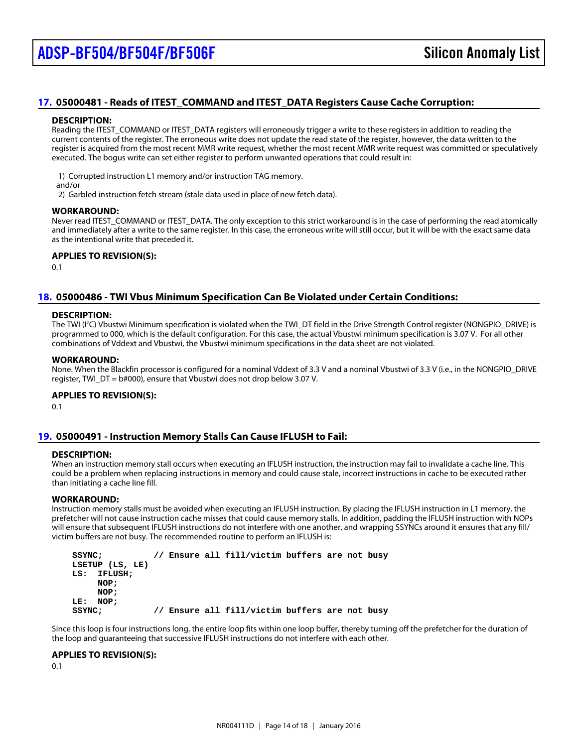## 17. 05000481 - Reads of ITEST_COMMAND and ITEST_DATA Registers Cause Cache Corruption:

**DESCRIPTION:**

Reading the ITEST_COMMAND or ITEST_DATA registers will erroneously trigger a write to these registers in addition to reading the current contents of the register. The erroneous write does not update the read state of the register, however, the data written to the register is acquired from the most recent MMR write request, whether the most recent MMR write request was committed or speculatively executed. The bogus write can set either register to perform unwanted operations that could result in:

1) Corrupted instruction L1 memory and/or instruction TAG memory.

and/or

2) Garbled instruction fetch stream (stale data used in place of new fetch data).

**WORKAROUND:**

Never read ITEST_COMMAND or ITEST_DATA. The only exception to this strict workaround is in the case of performing the read atomically and immediately after a write to the same register. In this case, the erroneous write will still occur, but it will be with the exact same data as the intentional write that preceded it.

**APPLIES TO REVISION(S):**

0.1

## 18. 05000486 - TWI Vbus Minimum Specification Can Be Violated under Certain Conditions:

**DESCRIPTION:**

The TWI (I²C) Vbustwi Minimum specification is violated when the TWI_DT field in the Drive Strength Control register (NONGPIO_DRIVE) is programmed to 000, which is the default configuration. For this case, the actual Vbustwi minimum specification is 3.07 V. For all other combinations of Vddext and Vbustwi, the Vbustwi minimum specifications in the data sheet are not violated.

**WORKAROUND:**

None. When the Blackfin processor is configured for a nominal Vddext of 3.3 V and a nominal Vbustwi of 3.3 V (i.e., in the NONGPIO_DRIVE register, TWI_DT = b#000), ensure that Vbustwi does not drop below 3.07 V.

**APPLIES TO REVISION(S):**

0.1

## 19. 05000491 - Instruction Memory Stalls Can Cause IFLUSH to Fail:

**DESCRIPTION:**

When an instruction memory stall occurs when executing an IFLUSH instruction, the instruction may fail to invalidate a cache line. This could be a problem when replacing instructions in memory and could cause stale, incorrect instructions in cache to be executed rather than initiating a cache line fill.

**WORKAROUND:**

Instruction memory stalls must be avoided when executing an IFLUSH instruction. By placing the IFLUSH instruction in L1 memory, the prefetcher will not cause instruction cache misses that could cause memory stalls. In addition, padding the IFLUSH instruction with NOPs will ensure that subsequent IFLUSH instructions do not interfere with one another, and wrapping SSYNCs around it ensures that any fill/victim buffers are not busy. The recommended routine to perform an IFLUSH is:

```
SSYNC;          // Ensure all fill/victim buffers are not busy
LSETUP (LS, LE)
LS:  IFLUSH;
     NOP;
     NOP;
LE:  NOP;
SSYNC;          // Ensure all fill/victim buffers are not busy
```

Since this loop is four instructions long, the entire loop fits within one loop buffer, thereby turning off the prefetcher for the duration of the loop and guaranteeing that successive IFLUSH instructions do not interfere with each other.

**APPLIES TO REVISION(S):**

0.1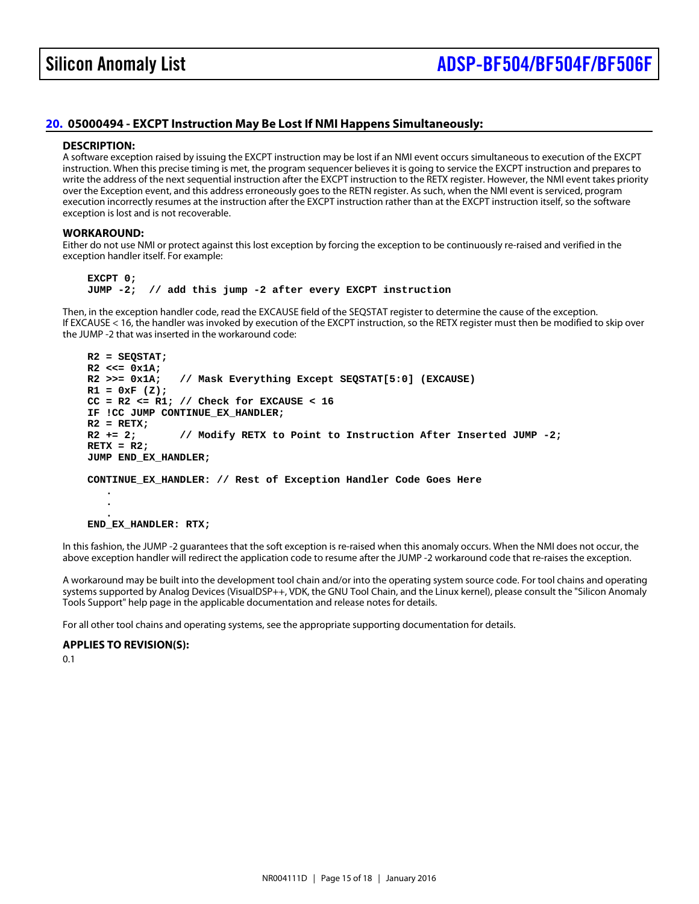## 20. 05000494 - EXCPT Instruction May Be Lost If NMI Happens Simultaneously:

### DESCRIPTION:

A software exception raised by issuing the EXCPT instruction may be lost if an NMI event occurs simultaneous to execution of the EXCPT instruction. When this precise timing is met, the program sequencer believes it is going to service the EXCPT instruction and prepares to write the address of the next sequential instruction after the EXCPT instruction to the RETX register. However, the NMI event takes priority over the Exception event, and this address erroneously goes to the RETN register. As such, when the NMI event is serviced, program execution incorrectly resumes at the instruction after the EXCPT instruction rather than at the EXCPT instruction itself, so the software exception is lost and is not recoverable.

### WORKAROUND:

Either do not use NMI or protect against this lost exception by forcing the exception to be continuously re-raised and verified in the exception handler itself. For example:

```
EXCPT 0;
JUMP -2;  // add this jump -2 after every EXCPT instruction
```

Then, in the exception handler code, read the EXCAUSE field of the SEQSTAT register to determine the cause of the exception. If EXCAUSE < 16, the handler was invoked by execution of the EXCPT instruction, so the RETX register must then be modified to skip over the JUMP -2 that was inserted in the workaround code:

```
R2 = SEQSTAT;
R2 <<= 0x1A;
R2 >>= 0x1A;   // Mask Everything Except SEQSTAT[5:0] (EXCAUSE)
R1 = 0xF (Z);
CC = R2 <= R1; // Check for EXCAUSE < 16
IF !CC JUMP CONTINUE_EX_HANDLER;
R2 = RETX;
R2 += 2;       // Modify RETX to Point to Instruction After Inserted JUMP -2;
RETX = R2;
JUMP END_EX_HANDLER;

CONTINUE_EX_HANDLER: // Rest of Exception Handler Code Goes Here
   .
   .
   .
END_EX_HANDLER: RTX;
```

In this fashion, the JUMP -2 guarantees that the soft exception is re-raised when this anomaly occurs. When the NMI does not occur, the above exception handler will redirect the application code to resume after the JUMP -2 workaround code that re-raises the exception.

A workaround may be built into the development tool chain and/or into the operating system source code. For tool chains and operating systems supported by Analog Devices (VisualDSP++, VDK, the GNU Tool Chain, and the Linux kernel), please consult the "Silicon Anomaly Tools Support" help page in the applicable documentation and release notes for details.

For all other tool chains and operating systems, see the appropriate supporting documentation for details.

### APPLIES TO REVISION(S):

0.1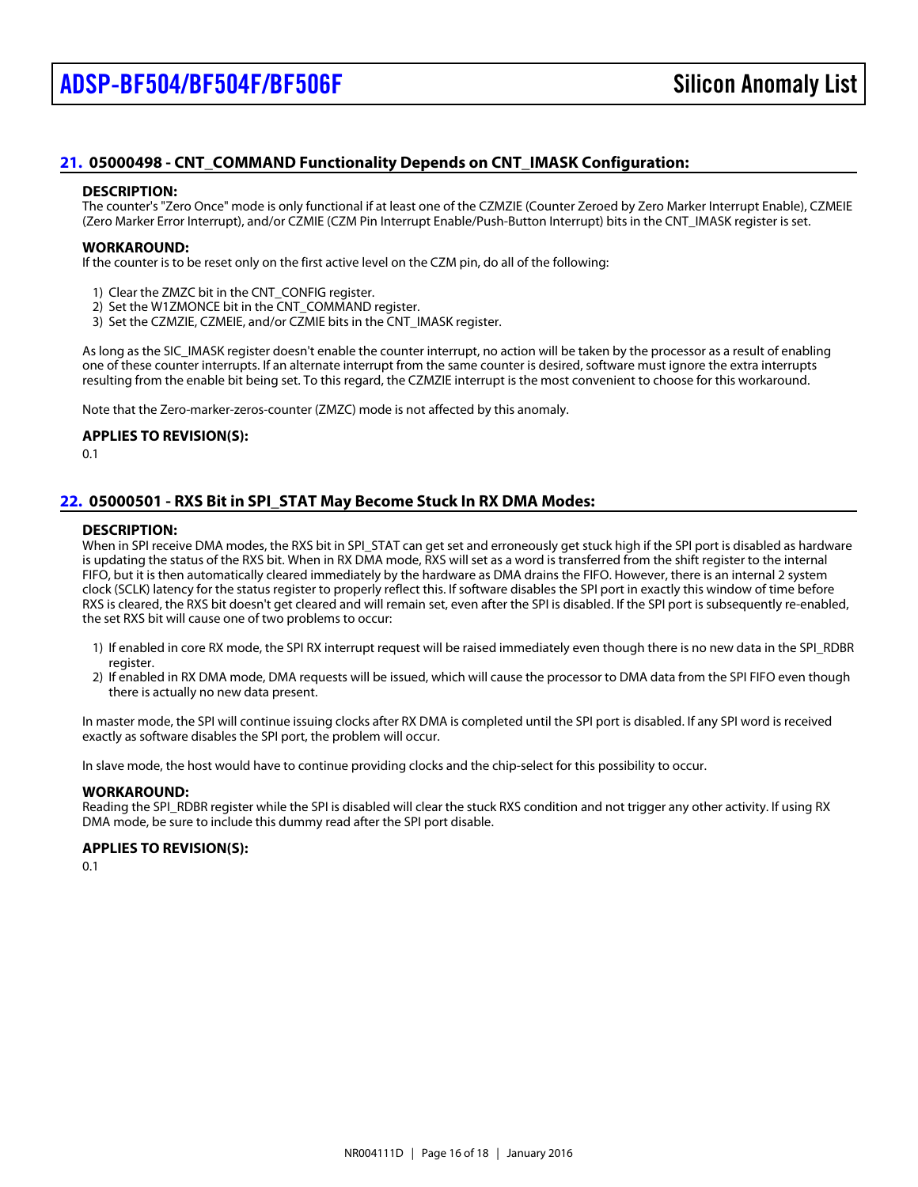## 21. 05000498 - CNT_COMMAND Functionality Depends on CNT_IMASK Configuration:

### DESCRIPTION:

The counter's "Zero Once" mode is only functional if at least one of the CZMZIE (Counter Zeroed by Zero Marker Interrupt Enable), CZMEIE (Zero Marker Error Interrupt), and/or CZMIE (CZM Pin Interrupt Enable/Push-Button Interrupt) bits in the CNT_IMASK register is set.

### WORKAROUND:

If the counter is to be reset only on the first active level on the CZM pin, do all of the following:

1) Clear the ZMZC bit in the CNT_CONFIG register.
2) Set the W1ZMONCE bit in the CNT_COMMAND register.
3) Set the CZMZIE, CZMEIE, and/or CZMIE bits in the CNT_IMASK register.

As long as the SIC_IMASK register doesn't enable the counter interrupt, no action will be taken by the processor as a result of enabling one of these counter interrupts. If an alternate interrupt from the same counter is desired, software must ignore the extra interrupts resulting from the enable bit being set. To this regard, the CZMZIE interrupt is the most convenient to choose for this workaround.

Note that the Zero-marker-zeros-counter (ZMZC) mode is not affected by this anomaly.

### APPLIES TO REVISION(S):

0.1

## 22. 05000501 - RXS Bit in SPI_STAT May Become Stuck In RX DMA Modes:

### DESCRIPTION:

When in SPI receive DMA modes, the RXS bit in SPI_STAT can get set and erroneously get stuck high if the SPI port is disabled as hardware is updating the status of the RXS bit. When in RX DMA mode, RXS will set as a word is transferred from the shift register to the internal FIFO, but it is then automatically cleared immediately by the hardware as DMA drains the FIFO. However, there is an internal 2 system clock (SCLK) latency for the status register to properly reflect this. If software disables the SPI port in exactly this window of time before RXS is cleared, the RXS bit doesn't get cleared and will remain set, even after the SPI is disabled. If the SPI port is subsequently re-enabled, the set RXS bit will cause one of two problems to occur:

1) If enabled in core RX mode, the SPI RX interrupt request will be raised immediately even though there is no new data in the SPI_RDBR register.
2) If enabled in RX DMA mode, DMA requests will be issued, which will cause the processor to DMA data from the SPI FIFO even though there is actually no new data present.

In master mode, the SPI will continue issuing clocks after RX DMA is completed until the SPI port is disabled. If any SPI word is received exactly as software disables the SPI port, the problem will occur.

In slave mode, the host would have to continue providing clocks and the chip-select for this possibility to occur.

### WORKAROUND:

Reading the SPI_RDBR register while the SPI is disabled will clear the stuck RXS condition and not trigger any other activity. If using RX DMA mode, be sure to include this dummy read after the SPI port disable.

### APPLIES TO REVISION(S):

0.1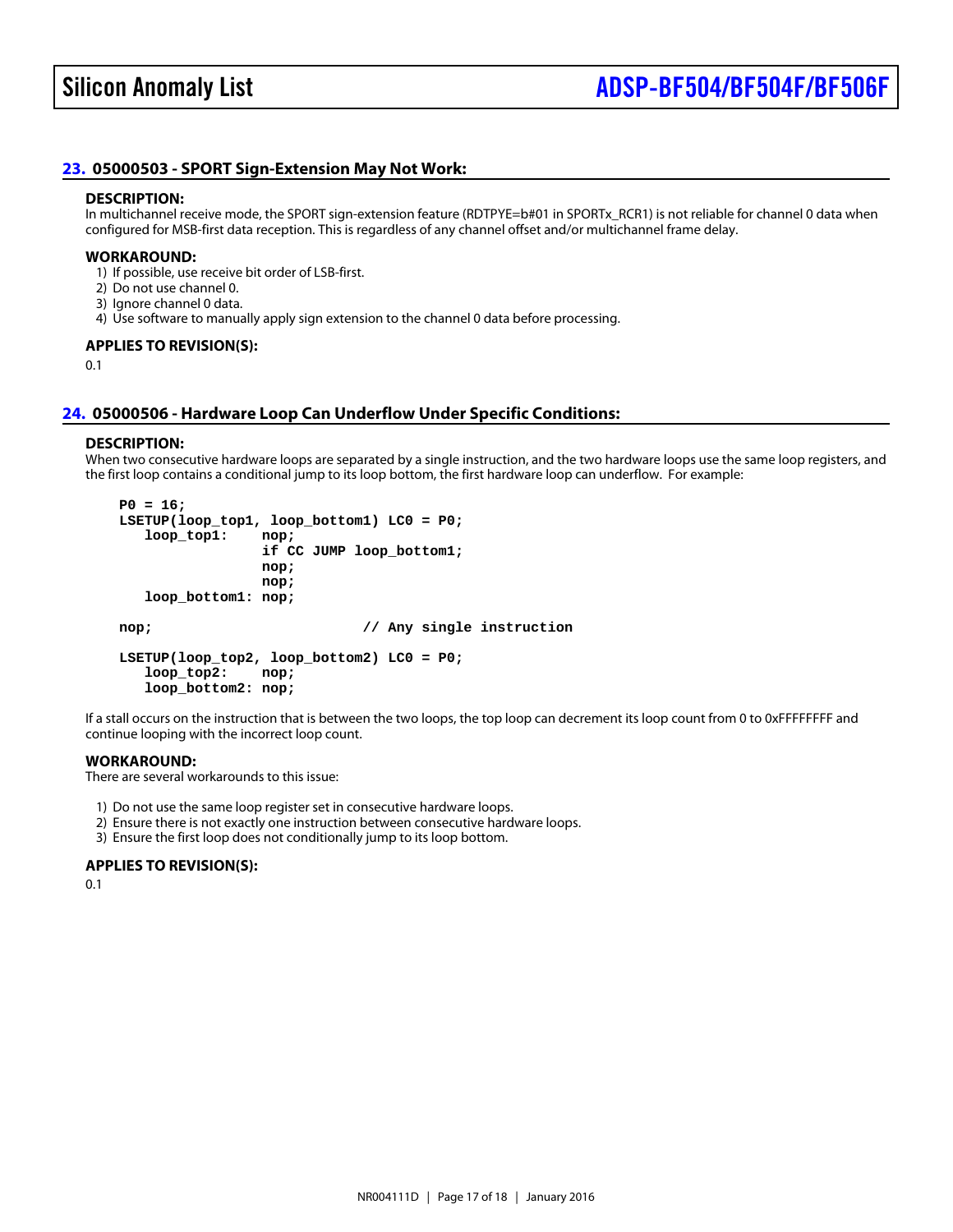## 23. 05000503 - SPORT Sign-Extension May Not Work:

### DESCRIPTION:

In multichannel receive mode, the SPORT sign-extension feature (RDTPYE=b#01 in SPORTx_RCR1) is not reliable for channel 0 data when configured for MSB-first data reception. This is regardless of any channel offset and/or multichannel frame delay.

### WORKAROUND:

1) If possible, use receive bit order of LSB-first.
2) Do not use channel 0.
3) Ignore channel 0 data.
4) Use software to manually apply sign extension to the channel 0 data before processing.

### APPLIES TO REVISION(S):

0.1

## 24. 05000506 - Hardware Loop Can Underflow Under Specific Conditions:

### DESCRIPTION:

When two consecutive hardware loops are separated by a single instruction, and the two hardware loops use the same loop registers, and the first loop contains a conditional jump to its loop bottom, the first hardware loop can underflow. For example:

```
P0 = 16;
LSETUP(loop_top1, loop_bottom1) LC0 = P0;
   loop_top1:    nop;
                 if CC JUMP loop_bottom1;
                 nop;
                 nop;
   loop_bottom1: nop;

nop;                        // Any single instruction

LSETUP(loop_top2, loop_bottom2) LC0 = P0;
   loop_top2:    nop;
   loop_bottom2: nop;
```

If a stall occurs on the instruction that is between the two loops, the top loop can decrement its loop count from 0 to 0xFFFFFFFF and continue looping with the incorrect loop count.

### WORKAROUND:

There are several workarounds to this issue:

1) Do not use the same loop register set in consecutive hardware loops.
2) Ensure there is not exactly one instruction between consecutive hardware loops.
3) Ensure the first loop does not conditionally jump to its loop bottom.

### APPLIES TO REVISION(S):

0.1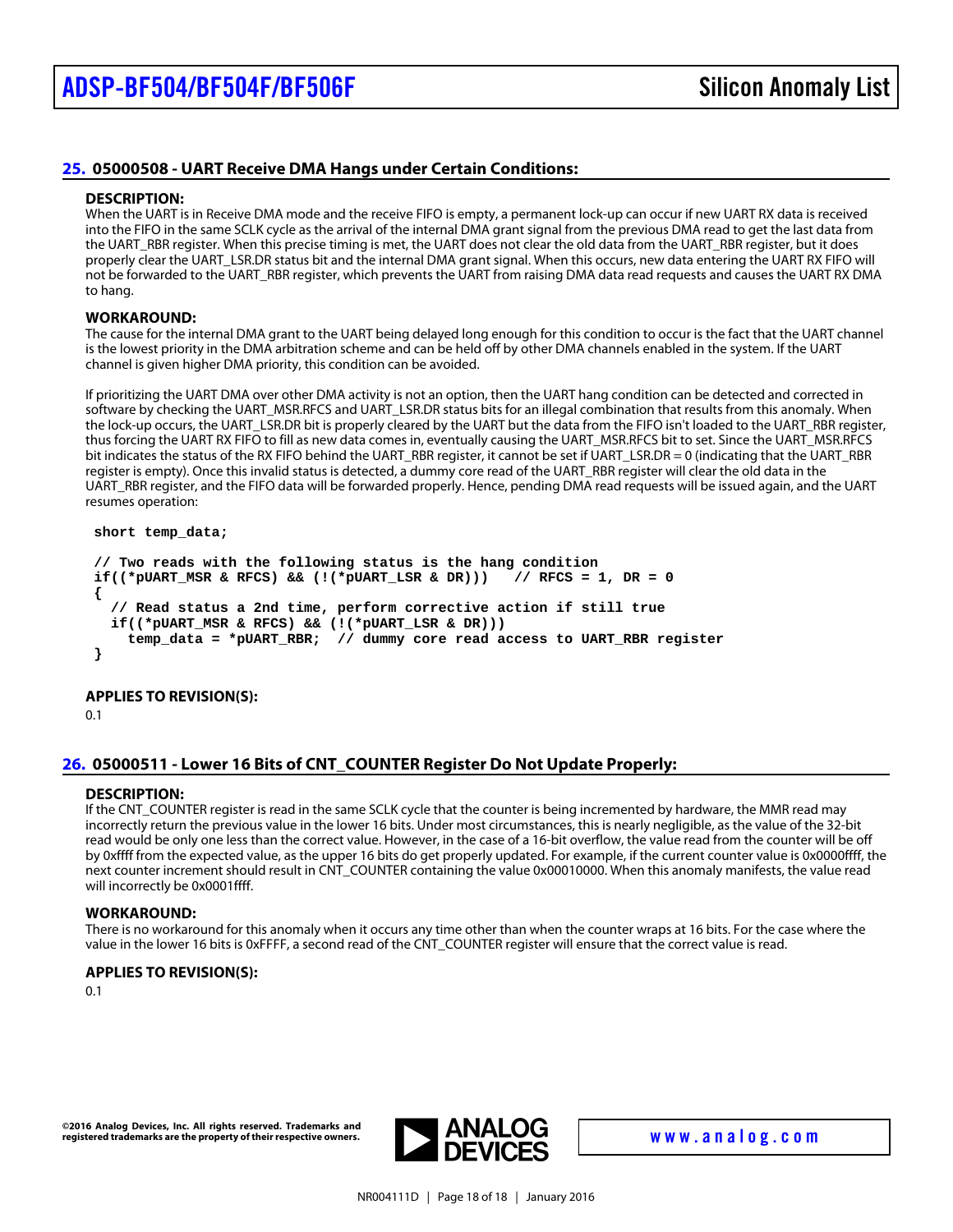## 25. 05000508 - UART Receive DMA Hangs under Certain Conditions:

### DESCRIPTION:

When the UART is in Receive DMA mode and the receive FIFO is empty, a permanent lock-up can occur if new UART RX data is received into the FIFO in the same SCLK cycle as the arrival of the internal DMA grant signal from the previous DMA read to get the last data from the UART_RBR register. When this precise timing is met, the UART does not clear the old data from the UART_RBR register, but it does properly clear the UART_LSR.DR status bit and the internal DMA grant signal. When this occurs, new data entering the UART RX FIFO will not be forwarded to the UART_RBR register, which prevents the UART from raising DMA data read requests and causes the UART RX DMA to hang.

### WORKAROUND:

The cause for the internal DMA grant to the UART being delayed long enough for this condition to occur is the fact that the UART channel is the lowest priority in the DMA arbitration scheme and can be held off by other DMA channels enabled in the system. If the UART channel is given higher DMA priority, this condition can be avoided.

If prioritizing the UART DMA over other DMA activity is not an option, then the UART hang condition can be detected and corrected in software by checking the UART_MSR.RFCS and UART_LSR.DR status bits for an illegal combination that results from this anomaly. When the lock-up occurs, the UART_LSR.DR bit is properly cleared by the UART but the data from the FIFO isn't loaded to the UART_RBR register, thus forcing the UART RX FIFO to fill as new data comes in, eventually causing the UART_MSR.RFCS bit to set. Since the UART_MSR.RFCS bit indicates the status of the RX FIFO behind the UART_RBR register, it cannot be set if UART_LSR.DR = 0 (indicating that the UART_RBR register is empty). Once this invalid status is detected, a dummy core read of the UART_RBR register will clear the old data in the UART_RBR register, and the FIFO data will be forwarded properly. Hence, pending DMA read requests will be issued again, and the UART resumes operation:

```
short temp_data;

// Two reads with the following status is the hang condition
if((*pUART_MSR & RFCS) && (!(*pUART_LSR & DR)))   // RFCS = 1, DR = 0
{
  // Read status a 2nd time, perform corrective action if still true
  if((*pUART_MSR & RFCS) && (!(*pUART_LSR & DR)))
    temp_data = *pUART_RBR;  // dummy core read access to UART_RBR register
}
```

### APPLIES TO REVISION(S):

0.1

## 26. 05000511 - Lower 16 Bits of CNT_COUNTER Register Do Not Update Properly:

### DESCRIPTION:

If the CNT_COUNTER register is read in the same SCLK cycle that the counter is being incremented by hardware, the MMR read may incorrectly return the previous value in the lower 16 bits. Under most circumstances, this is nearly negligible, as the value of the 32-bit read would be only one less than the correct value. However, in the case of a 16-bit overflow, the value read from the counter will be off by 0xffff from the expected value, as the upper 16 bits do get properly updated. For example, if the current counter value is 0x0000ffff, the next counter increment should result in CNT_COUNTER containing the value 0x00010000. When this anomaly manifests, the value read will incorrectly be 0x0001ffff.

### WORKAROUND:

There is no workaround for this anomaly when it occurs any time other than when the counter wraps at 16 bits. For the case where the value in the lower 16 bits is 0xFFFF, a second read of the CNT_COUNTER register will ensure that the correct value is read.

### APPLIES TO REVISION(S):

0.1

©2016 Analog Devices, Inc. All rights reserved. Trademarks and registered trademarks are the property of their respective owners.

www.analog.com